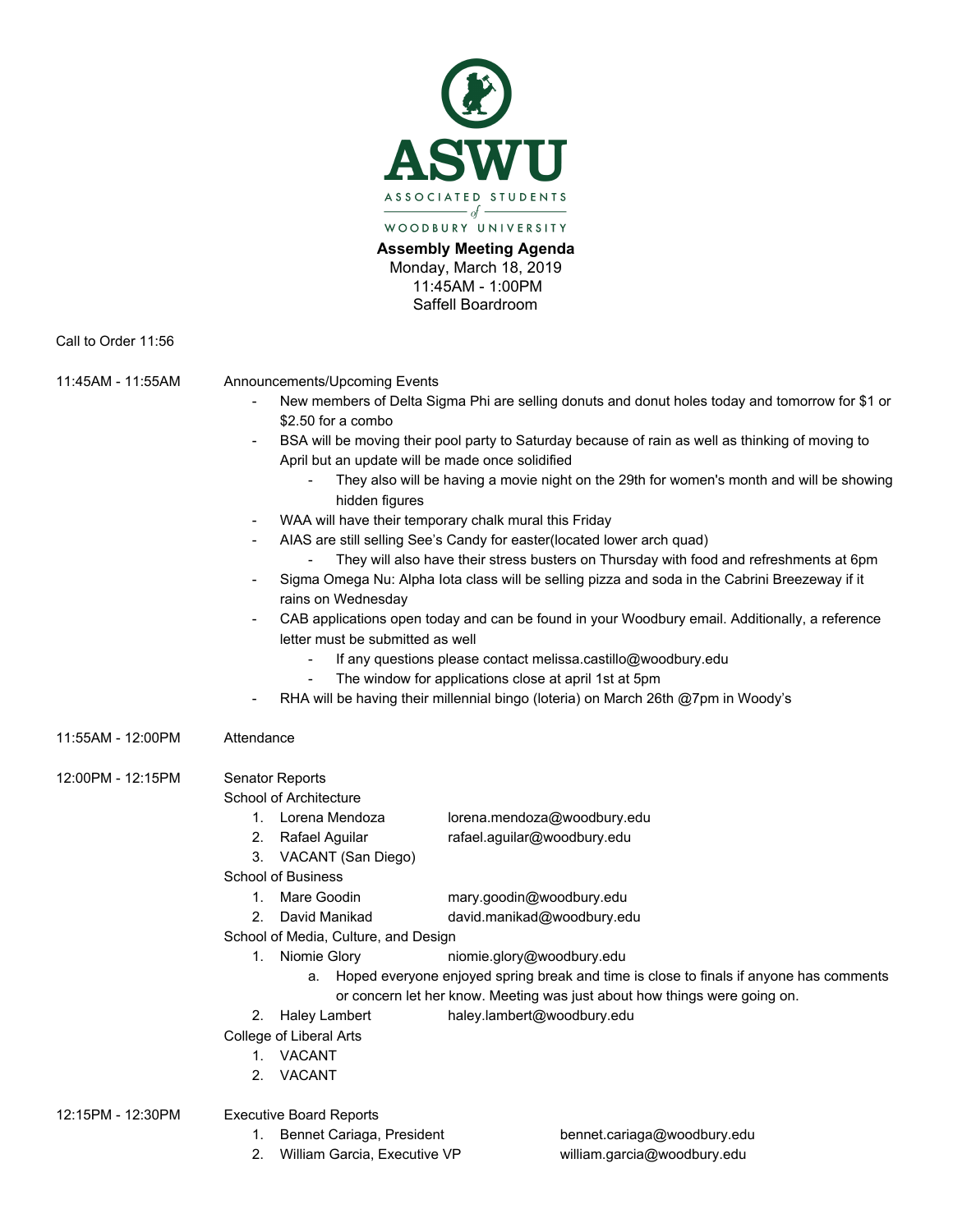# ASWU

ASSOCIATED STUDENTS of WOODBURY UNIVERSITY

**Assembly Meeting Agenda**
Monday, March 18, 2019
11:45AM - 1:00PM
Saffell Boardroom

Call to Order 11:56

11:45AM - 11:55AM Announcements/Upcoming Events

- New members of Delta Sigma Phi are selling donuts and donut holes today and tomorrow for $1 or $2.50 for a combo
- BSA will be moving their pool party to Saturday because of rain as well as thinking of moving to April but an update will be made once solidified
  - They also will be having a movie night on the 29th for women's month and will be showing hidden figures
- WAA will have their temporary chalk mural this Friday
- AIAS are still selling See's Candy for easter(located lower arch quad)
  - They will also have their stress busters on Thursday with food and refreshments at 6pm
- Sigma Omega Nu: Alpha Iota class will be selling pizza and soda in the Cabrini Breezeway if it rains on Wednesday
- CAB applications open today and can be found in your Woodbury email. Additionally, a reference letter must be submitted as well
  - If any questions please contact melissa.castillo@woodbury.edu
  - The window for applications close at april 1st at 5pm
- RHA will be having their millennial bingo (loteria) on March 26th @7pm in Woody's

11:55AM - 12:00PM Attendance

12:00PM - 12:15PM Senator Reports

School of Architecture

1. Lorena Mendoza lorena.mendoza@woodbury.edu
2. Rafael Aguilar rafael.aguilar@woodbury.edu
3. VACANT (San Diego)

School of Business

1. Mare Goodin mary.goodin@woodbury.edu
2. David Manikad david.manikad@woodbury.edu

School of Media, Culture, and Design

1. Niomie Glory niomie.glory@woodbury.edu
   a. Hoped everyone enjoyed spring break and time is close to finals if anyone has comments or concern let her know. Meeting was just about how things were going on.
2. Haley Lambert haley.lambert@woodbury.edu

College of Liberal Arts

1. VACANT
2. VACANT

12:15PM - 12:30PM Executive Board Reports

1. Bennet Cariaga, President bennet.cariaga@woodbury.edu
2. William Garcia, Executive VP william.garcia@woodbury.edu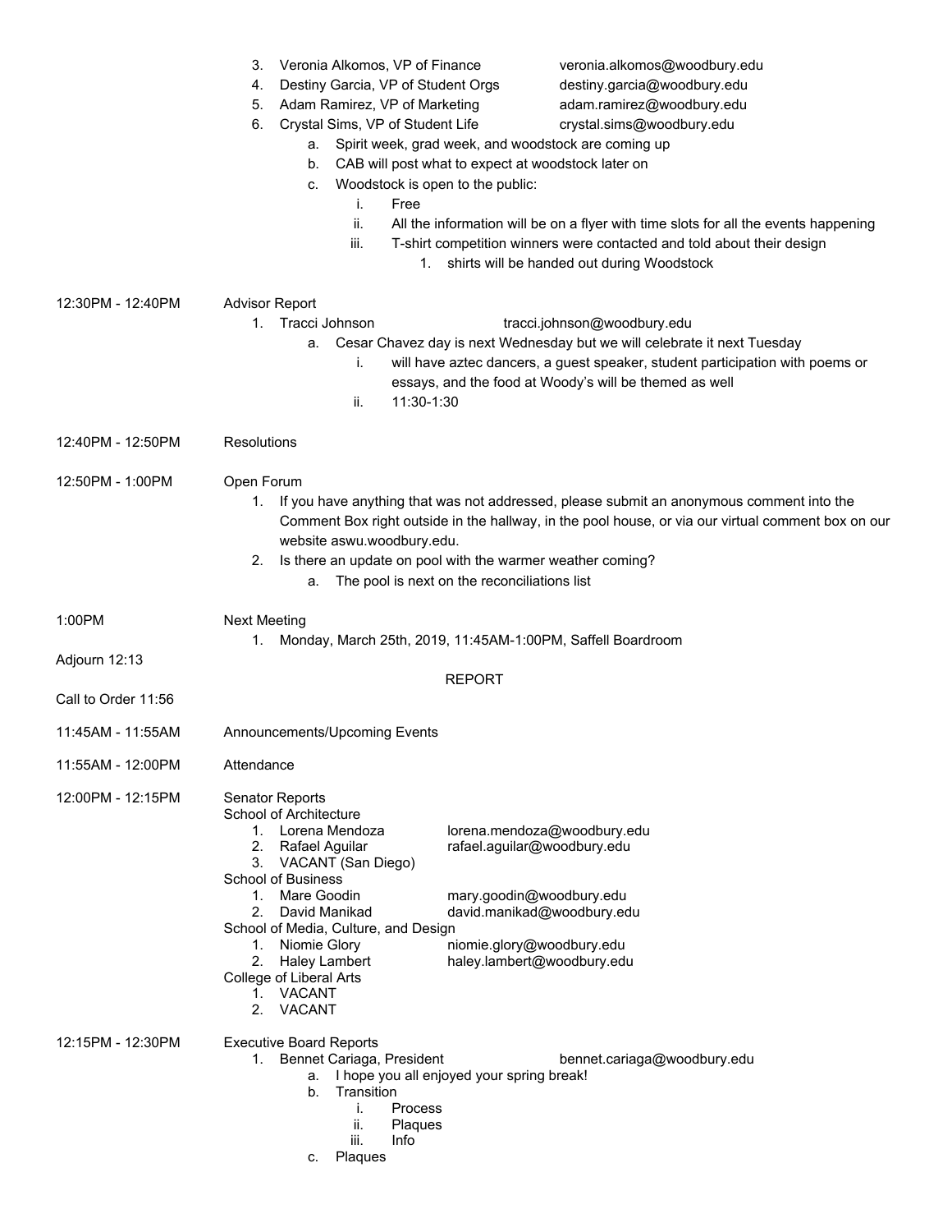3. Veronia Alkomos, VP of Finance veronia.alkomos@woodbury.edu
4. Destiny Garcia, VP of Student Orgs destiny.garcia@woodbury.edu
5. Adam Ramirez, VP of Marketing adam.ramirez@woodbury.edu
6. Crystal Sims, VP of Student Life crystal.sims@woodbury.edu
   a. Spirit week, grad week, and woodstock are coming up
   b. CAB will post what to expect at woodstock later on
   c. Woodstock is open to the public:
      i. Free
      ii. All the information will be on a flyer with time slots for all the events happening
      iii. T-shirt competition winners were contacted and told about their design
         1. shirts will be handed out during Woodstock

12:30PM - 12:40PM Advisor Report

1. Tracci Johnson tracci.johnson@woodbury.edu
   a. Cesar Chavez day is next Wednesday but we will celebrate it next Tuesday
      i. will have aztec dancers, a guest speaker, student participation with poems or essays, and the food at Woody's will be themed as well
      ii. 11:30-1:30

12:40PM - 12:50PM Resolutions

12:50PM - 1:00PM Open Forum

1. If you have anything that was not addressed, please submit an anonymous comment into the Comment Box right outside in the hallway, in the pool house, or via our virtual comment box on our website aswu.woodbury.edu.
2. Is there an update on pool with the warmer weather coming?
   a. The pool is next on the reconciliations list

1:00PM Next Meeting

1. Monday, March 25th, 2019, 11:45AM-1:00PM, Saffell Boardroom

Adjourn 12:13

REPORT

Call to Order 11:56

11:45AM - 11:55AM Announcements/Upcoming Events

11:55AM - 12:00PM Attendance

12:00PM - 12:15PM Senator Reports

School of Architecture

1. Lorena Mendoza lorena.mendoza@woodbury.edu
2. Rafael Aguilar rafael.aguilar@woodbury.edu
3. VACANT (San Diego)

School of Business

1. Mare Goodin mary.goodin@woodbury.edu
2. David Manikad david.manikad@woodbury.edu

School of Media, Culture, and Design

1. Niomie Glory niomie.glory@woodbury.edu
2. Haley Lambert haley.lambert@woodbury.edu

College of Liberal Arts

1. VACANT
2. VACANT

12:15PM - 12:30PM Executive Board Reports

1. Bennet Cariaga, President bennet.cariaga@woodbury.edu
   a. I hope you all enjoyed your spring break!
   b. Transition
      i. Process
      ii. Plaques
      iii. Info
   c. Plaques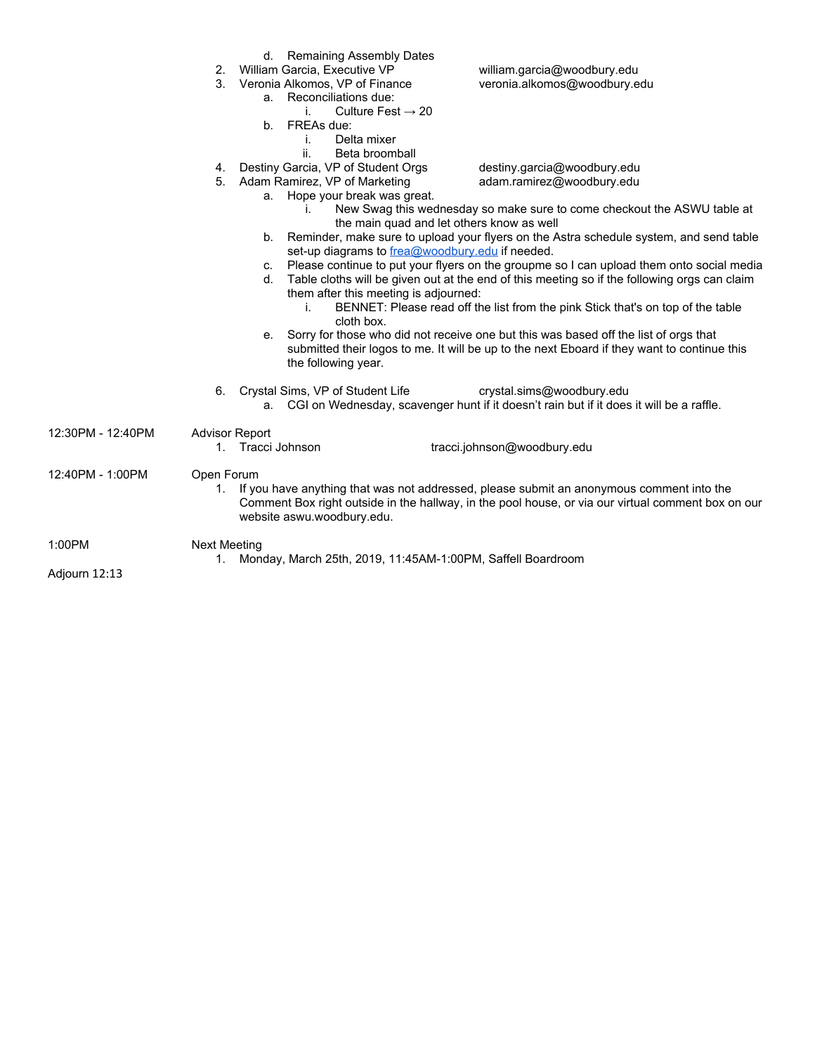d. Remaining Assembly Dates

2. William Garcia, Executive VP — william.garcia@woodbury.edu
3. Veronia Alkomos, VP of Finance — veronia.alkomos@woodbury.edu
   a. Reconciliations due:
      i. Culture Fest → 20
   b. FREAs due:
      i. Delta mixer
      ii. Beta broomball
4. Destiny Garcia, VP of Student Orgs — destiny.garcia@woodbury.edu
5. Adam Ramirez, VP of Marketing — adam.ramirez@woodbury.edu
   a. Hope your break was great.
      i. New Swag this wednesday so make sure to come checkout the ASWU table at the main quad and let others know as well
   b. Reminder, make sure to upload your flyers on the Astra schedule system, and send table set-up diagrams to [frea@woodbury.edu](mailto:frea@woodbury.edu) if needed.
   c. Please continue to put your flyers on the groupme so I can upload them onto social media
   d. Table cloths will be given out at the end of this meeting so if the following orgs can claim them after this meeting is adjourned:
      i. BENNET: Please read off the list from the pink Stick that's on top of the table cloth box.
   e. Sorry for those who did not receive one but this was based off the list of orgs that submitted their logos to me. It will be up to the next Eboard if they want to continue this the following year.
6. Crystal Sims, VP of Student Life — crystal.sims@woodbury.edu
   a. CGI on Wednesday, scavenger hunt if it doesn't rain but if it does it will be a raffle.

**12:30PM - 12:40PM** Advisor Report

1. Tracci Johnson — tracci.johnson@woodbury.edu

**12:40PM - 1:00PM** Open Forum

1. If you have anything that was not addressed, please submit an anonymous comment into the Comment Box right outside in the hallway, in the pool house, or via our virtual comment box on our website aswu.woodbury.edu.

**1:00PM** Next Meeting

1. Monday, March 25th, 2019, 11:45AM-1:00PM, Saffell Boardroom

Adjourn 12:13